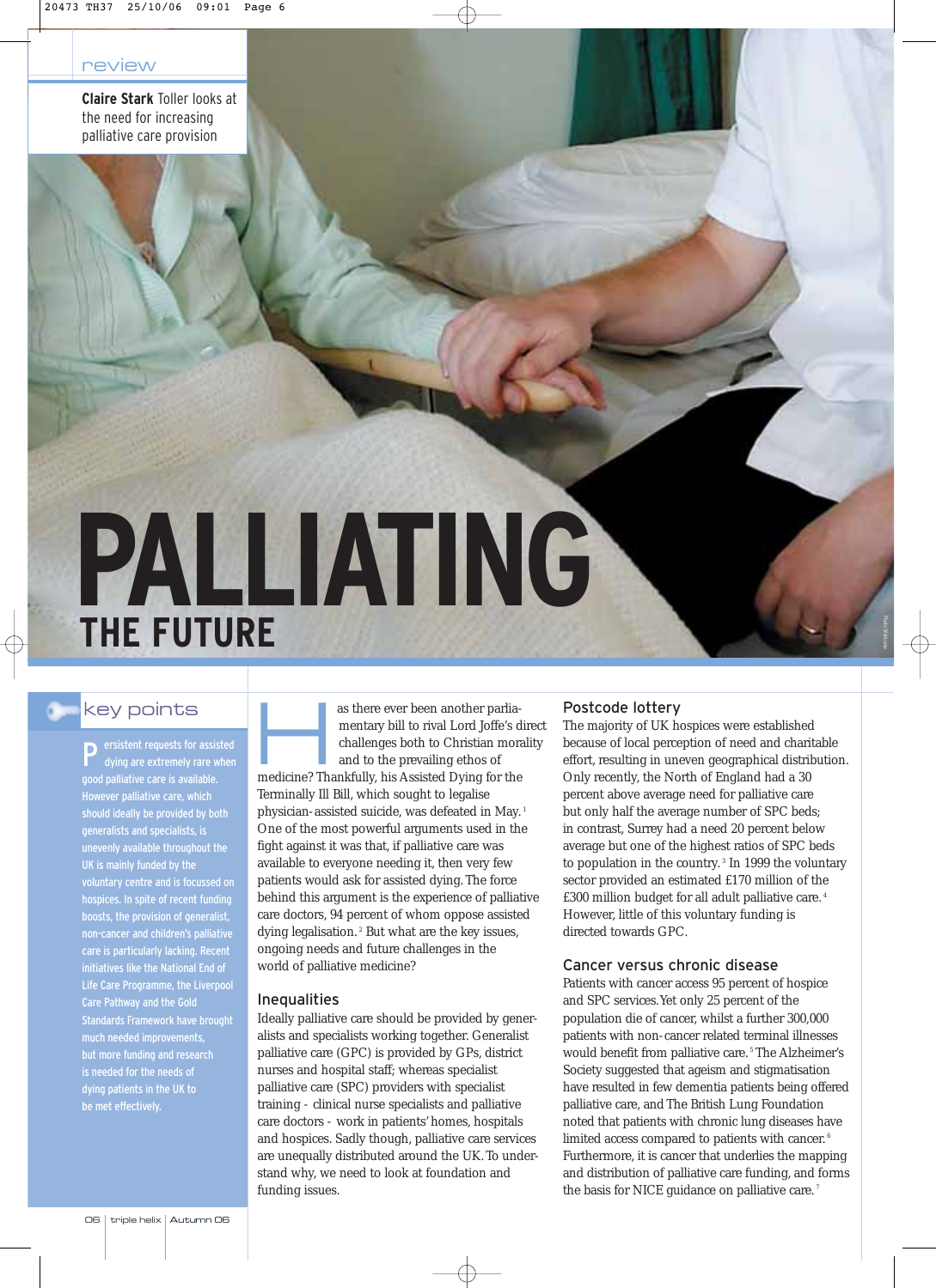review

**Claire Stark** Toller looks at the need for increasing palliative care provision

# PALLIATING THE FUTURE

## key points

Persistent requests for assisted dying are extremely rare when good palliative care is available. However palliative care, which should ideally be provided by both generalists and specialists, is unevenly available throughout the UK is mainly funded by the voluntary centre and is focussed on hospices. In spite of recent funding boosts, the provision of generalist, non-cancer and children's palliative care is particularly lacking. Recent initiatives like the National End of Life Care Programme, the Liverpool Care Pathway and the Gold Standards Framework have brought much needed improvements, but more funding and research is needed for the needs of dying patients in the UK to be met effectively.

Has there ever been another parliamentary bill to rival Lord Joffe's direct challenges both to Christian morality and to the prevailing ethos of medicine? Thankfully, his Assisted Dying for the Terminally Ill Bill, which sought to legalise physician-assisted suicide, was defeated in May.[1] One of the most powerful arguments used in the fight against it was that, if palliative care was available to everyone needing it, then very few patients would ask for assisted dying. The force behind this argument is the experience of palliative care doctors, 94 percent of whom oppose assisted dying legalisation.[2] But what are the key issues, ongoing needs and future challenges in the world of palliative medicine?

### Inequalities

Ideally palliative care should be provided by generalists and specialists working together. Generalist palliative care (GPC) is provided by GPs, district nurses and hospital staff; whereas specialist palliative care (SPC) providers with specialist training - clinical nurse specialists and palliative care doctors - work in patients' homes, hospitals and hospices. Sadly though, palliative care services are unequally distributed around the UK. To understand why, we need to look at foundation and funding issues.

### Postcode lottery

The majority of UK hospices were established because of local perception of need and charitable effort, resulting in uneven geographical distribution. Only recently, the North of England had a 30 percent above average need for palliative care but only half the average number of SPC beds; in contrast, Surrey had a need 20 percent below average but one of the highest ratios of SPC beds to population in the country.[3] In 1999 the voluntary sector provided an estimated £170 million of the £300 million budget for all adult palliative care.[4] However, little of this voluntary funding is directed towards GPC.

### Cancer versus chronic disease

Patients with cancer access 95 percent of hospice and SPC services. Yet only 25 percent of the population die of cancer, whilst a further 300,000 patients with non-cancer related terminal illnesses would benefit from palliative care.[5] The Alzheimer's Society suggested that ageism and stigmatisation have resulted in few dementia patients being offered palliative care, and The British Lung Foundation noted that patients with chronic lung diseases have limited access compared to patients with cancer.[6] Furthermore, it is cancer that underlies the mapping and distribution of palliative care funding, and forms the basis for NICE guidance on palliative care.[7]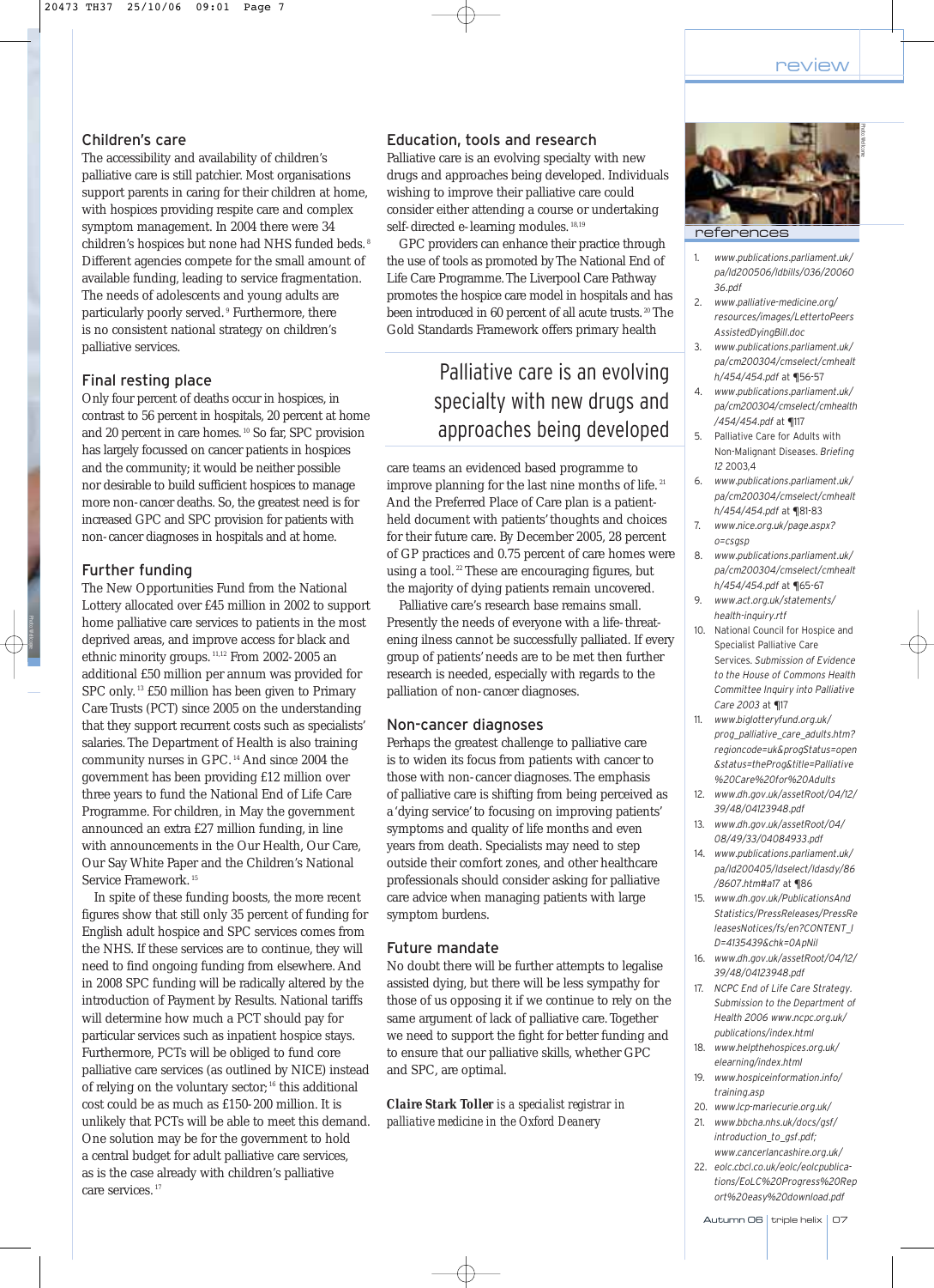## Children's care

The accessibility and availability of children's palliative care is still patchier. Most organisations support parents in caring for their children at home, with hospices providing respite care and complex symptom management. In 2004 there were 34 children's hospices but none had NHS funded beds.[8] Different agencies compete for the small amount of available funding, leading to service fragmentation. The needs of adolescents and young adults are particularly poorly served.[9] Furthermore, there is no consistent national strategy on children's palliative services.

## Final resting place

Only four percent of deaths occur in hospices, in contrast to 56 percent in hospitals, 20 percent at home and 20 percent in care homes.[10] So far, SPC provision has largely focussed on cancer patients in hospices and the community; it would be neither possible nor desirable to build sufficient hospices to manage more non-cancer deaths. So, the greatest need is for increased GPC and SPC provision for patients with non-cancer diagnoses in hospitals and at home.

## Further funding

The New Opportunities Fund from the National Lottery allocated over £45 million in 2002 to support home palliative care services to patients in the most deprived areas, and improve access for black and ethnic minority groups.[11,12] From 2002-2005 an additional £50 million per annum was provided for SPC only.[13] £50 million has been given to Primary Care Trusts (PCT) since 2005 on the understanding that they support recurrent costs such as specialists' salaries. The Department of Health is also training community nurses in GPC.[14] And since 2004 the government has been providing £12 million over three years to fund the National End of Life Care Programme. For children, in May the government announced an extra £27 million funding, in line with announcements in the Our Health, Our Care, Our Say White Paper and the Children's National Service Framework.[15]

In spite of these funding boosts, the more recent figures show that still only 35 percent of funding for English adult hospice and SPC services comes from the NHS. If these services are to continue, they will need to find ongoing funding from elsewhere. And in 2008 SPC funding will be radically altered by the introduction of Payment by Results. National tariffs will determine how much a PCT should pay for particular services such as inpatient hospice stays. Furthermore, PCTs will be obliged to fund core palliative care services (as outlined by NICE) instead of relying on the voluntary sector;[16] this additional cost could be as much as £150-200 million. It is unlikely that PCTs will be able to meet this demand. One solution may be for the government to hold a central budget for adult palliative care services, as is the case already with children's palliative care services.[17]

## Education, tools and research

Palliative care is an evolving specialty with new drugs and approaches being developed. Individuals wishing to improve their palliative care could consider either attending a course or undertaking self-directed e-learning modules.[18,19]

GPC providers can enhance their practice through the use of tools as promoted by The National End of Life Care Programme. The Liverpool Care Pathway promotes the hospice care model in hospitals and has been introduced in 60 percent of all acute trusts.[20] The Gold Standards Framework offers primary health care teams an evidenced based programme to improve planning for the last nine months of life.[21] And the Preferred Place of Care plan is a patient-held document with patients' thoughts and choices for their future care. By December 2005, 28 percent of GP practices and 0.75 percent of care homes were using a tool.[22] These are encouraging figures, but the majority of dying patients remain uncovered.

> Palliative care is an evolving specialty with new drugs and approaches being developed

Palliative care's research base remains small. Presently the needs of everyone with a life-threatening ilness cannot be successfully palliated. If every group of patients' needs are to be met then further research is needed, especially with regards to the palliation of non-cancer diagnoses.

## Non-cancer diagnoses

Perhaps the greatest challenge to palliative care is to widen its focus from patients with cancer to those with non-cancer diagnoses. The emphasis of palliative care is shifting from being perceived as a 'dying service' to focusing on improving patients' symptoms and quality of life months and even years from death. Specialists may need to step outside their comfort zones, and other healthcare professionals should consider asking for palliative care advice when managing patients with large symptom burdens.

## Future mandate

No doubt there will be further attempts to legalise assisted dying, but there will be less sympathy for those of us opposing it if we continue to rely on the same argument of lack of palliative care. Together we need to support the fight for better funding and to ensure that our palliative skills, whether GPC and SPC, are optimal.

**Claire Stark Toller** *is a specialist registrar in palliative medicine in the Oxford Deanery*

## references

1. *www.publications.parliament.uk/pa/ld200506/ldbills/036/2006036.pdf*
2. *www.palliative-medicine.org/resources/images/LettertoPeersAssistedDyingBill.doc*
3. *www.publications.parliament.uk/pa/cm200304/cmselect/cmhealth/454/454.pdf* at ¶56-57
4. *www.publications.parliament.uk/pa/cm200304/cmselect/cmhealth/454/454.pdf* at ¶117
5. Palliative Care for Adults with Non-Malignant Diseases. *Briefing 12* 2003,4
6. *www.publications.parliament.uk/pa/cm200304/cmselect/cmhealth/454/454.pdf* at ¶81-83
7. *www.nice.org.uk/page.aspx?o=csgsp*
8. *www.publications.parliament.uk/pa/cm200304/cmselect/cmhealth/454/454.pdf* at ¶65-67
9. *www.act.org.uk/statements/health-inquiry.rtf*
10. National Council for Hospice and Specialist Palliative Care Services. *Submission of Evidence to the House of Commons Health Committee Inquiry into Palliative Care 2003* at ¶17
11. *www.biglotteryfund.org.uk/prog_palliative_care_adults.htm?regioncode=uk&progStatus=open&status=theProg&title=Palliative%20Care%20for%20Adults*
12. *www.dh.gov.uk/assetRoot/04/12/39/48/04123948.pdf*
13. *www.dh.gov.uk/assetRoot/04/08/49/33/04084933.pdf*
14. *www.publications.parliament.uk/pa/ld200405/ldselect/ldasdy/86/8607.htm#a17* at ¶86
15. *www.dh.gov.uk/PublicationsAndStatistics/PressReleases/PressReleasesNotices/fs/en?CONTENT_ID=4135439&chk=0ApNil*
16. *www.dh.gov.uk/assetRoot/04/12/39/48/04123948.pdf*
17. *NCPC End of Life Care Strategy. Submission to the Department of Health 2006 www.ncpc.org.uk/publications/index.html*
18. *www.helpthehospices.org.uk/elearning/index.html*
19. *www.hospiceinformation.info/training.asp*
20. *www.lcp-mariecurie.org.uk/*
21. *www.bbcha.nhs.uk/docs/gsf/introduction_to_gsf.pdf; www.cancerlancashire.org.uk/*
22. *eolc.cbcl.co.uk/eolc/eolcpublications/EoLC%20Progress%20Report%20easy%20download.pdf*